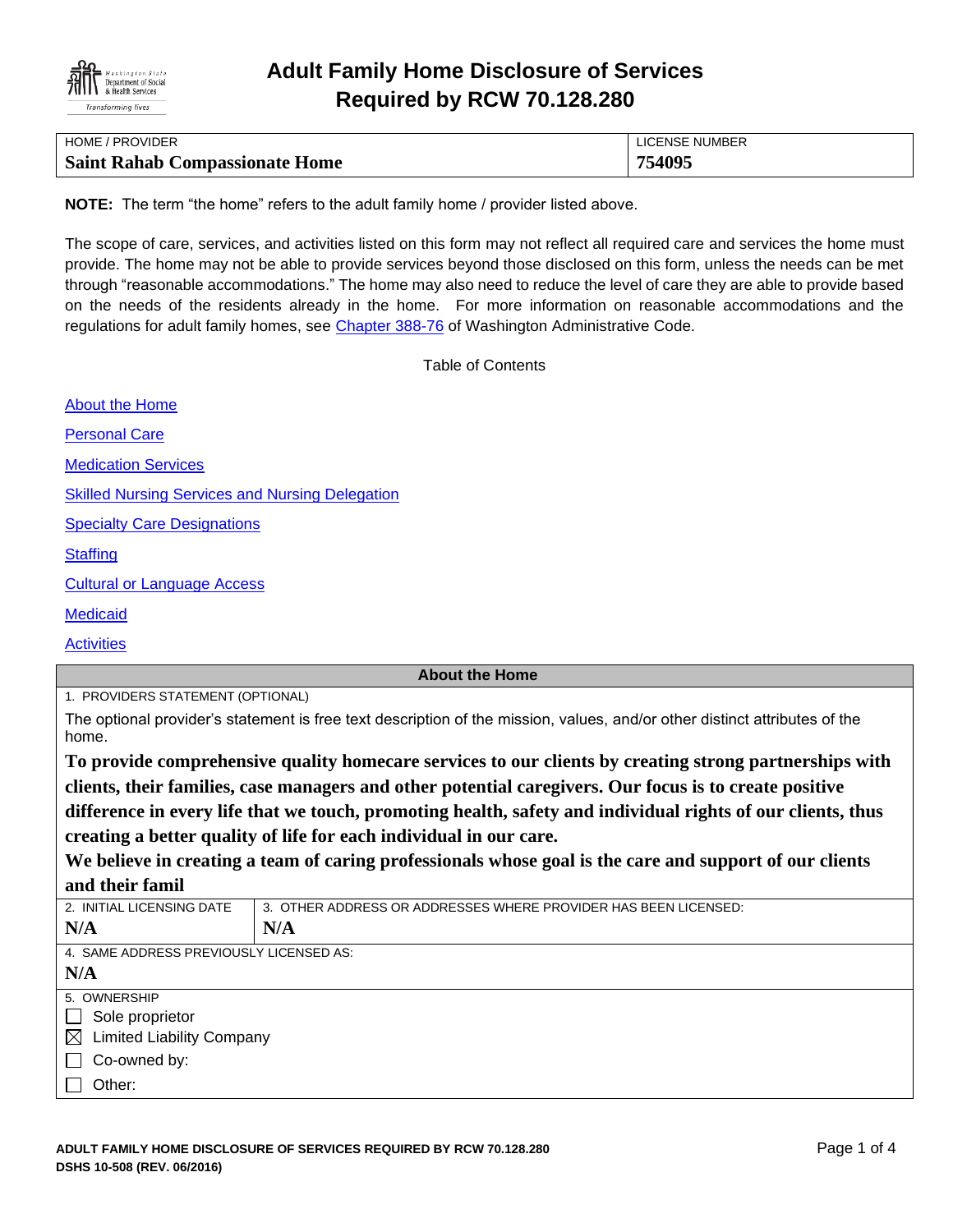# Adult Family Home Disclosure of Services Required by RCW 70.128.280

| HOME / PROVIDER | LICENSE NUMBER |
|---|---|
| **Saint Rahab Compassionate Home** | **754095** |

**NOTE:** The term "the home" refers to the adult family home / provider listed above.

The scope of care, services, and activities listed on this form may not reflect all required care and services the home must provide. The home may not be able to provide services beyond those disclosed on this form, unless the needs can be met through "reasonable accommodations." The home may also need to reduce the level of care they are able to provide based on the needs of the residents already in the home. For more information on reasonable accommodations and the regulations for adult family homes, see Chapter 388-76 of Washington Administrative Code.

Table of Contents

- About the Home
- Personal Care
- Medication Services
- Skilled Nursing Services and Nursing Delegation
- Specialty Care Designations
- Staffing
- Cultural or Language Access
- Medicaid
- Activities

## About the Home

1. PROVIDERS STATEMENT (OPTIONAL)

The optional provider's statement is free text description of the mission, values, and/or other distinct attributes of the home.

**To provide comprehensive quality homecare services to our clients by creating strong partnerships with clients, their families, case managers and other potential caregivers. Our focus is to create positive difference in every life that we touch, promoting health, safety and individual rights of our clients, thus creating a better quality of life for each individual in our care.**

**We believe in creating a team of caring professionals whose goal is the care and support of our clients and their famil**

| 2. INITIAL LICENSING DATE | 3. OTHER ADDRESS OR ADDRESSES WHERE PROVIDER HAS BEEN LICENSED: |
|---|---|
| **N/A** | **N/A** |

4. SAME ADDRESS PREVIOUSLY LICENSED AS:

**N/A**

5. OWNERSHIP

- ☐ Sole proprietor
- ☒ Limited Liability Company
- ☐ Co-owned by:
- ☐ Other: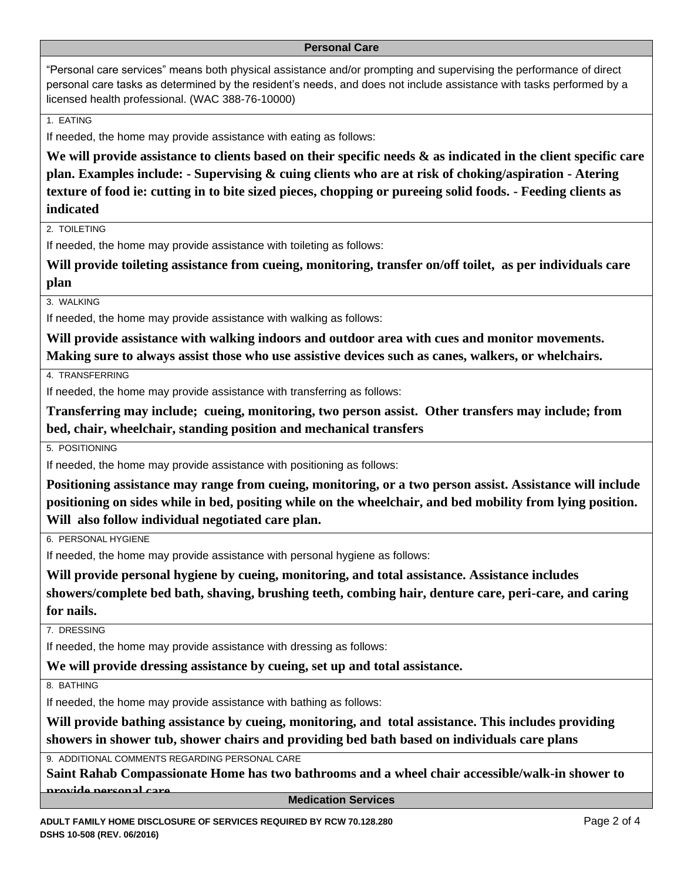## Personal Care

"Personal care services" means both physical assistance and/or prompting and supervising the performance of direct personal care tasks as determined by the resident's needs, and does not include assistance with tasks performed by a licensed health professional. (WAC 388-76-10000)

1. EATING

If needed, the home may provide assistance with eating as follows:

**We will provide assistance to clients based on their specific needs & as indicated in the client specific care plan. Examples include: - Supervising & cuing clients who are at risk of choking/aspiration - Atering texture of food ie: cutting in to bite sized pieces, chopping or pureeing solid foods. - Feeding clients as indicated**

2. TOILETING

If needed, the home may provide assistance with toileting as follows:

**Will provide toileting assistance from cueing, monitoring, transfer on/off toilet, as per individuals care plan**

3. WALKING

If needed, the home may provide assistance with walking as follows:

**Will provide assistance with walking indoors and outdoor area with cues and monitor movements. Making sure to always assist those who use assistive devices such as canes, walkers, or whelchairs.**

4. TRANSFERRING

If needed, the home may provide assistance with transferring as follows:

**Transferring may include; cueing, monitoring, two person assist. Other transfers may include; from bed, chair, wheelchair, standing position and mechanical transfers**

5. POSITIONING

If needed, the home may provide assistance with positioning as follows:

**Positioning assistance may range from cueing, monitoring, or a two person assist. Assistance will include positioning on sides while in bed, positing while on the wheelchair, and bed mobility from lying position. Will also follow individual negotiated care plan.**

6. PERSONAL HYGIENE

If needed, the home may provide assistance with personal hygiene as follows:

**Will provide personal hygiene by cueing, monitoring, and total assistance. Assistance includes showers/complete bed bath, shaving, brushing teeth, combing hair, denture care, peri-care, and caring for nails.**

7. DRESSING

If needed, the home may provide assistance with dressing as follows:

**We will provide dressing assistance by cueing, set up and total assistance.**

8. BATHING

If needed, the home may provide assistance with bathing as follows:

**Will provide bathing assistance by cueing, monitoring, and total assistance. This includes providing showers in shower tub, shower chairs and providing bed bath based on individuals care plans**

9. ADDITIONAL COMMENTS REGARDING PERSONAL CARE

**Saint Rahab Compassionate Home has two bathrooms and a wheel chair accessible/walk-in shower to provide personal care**

## Medication Services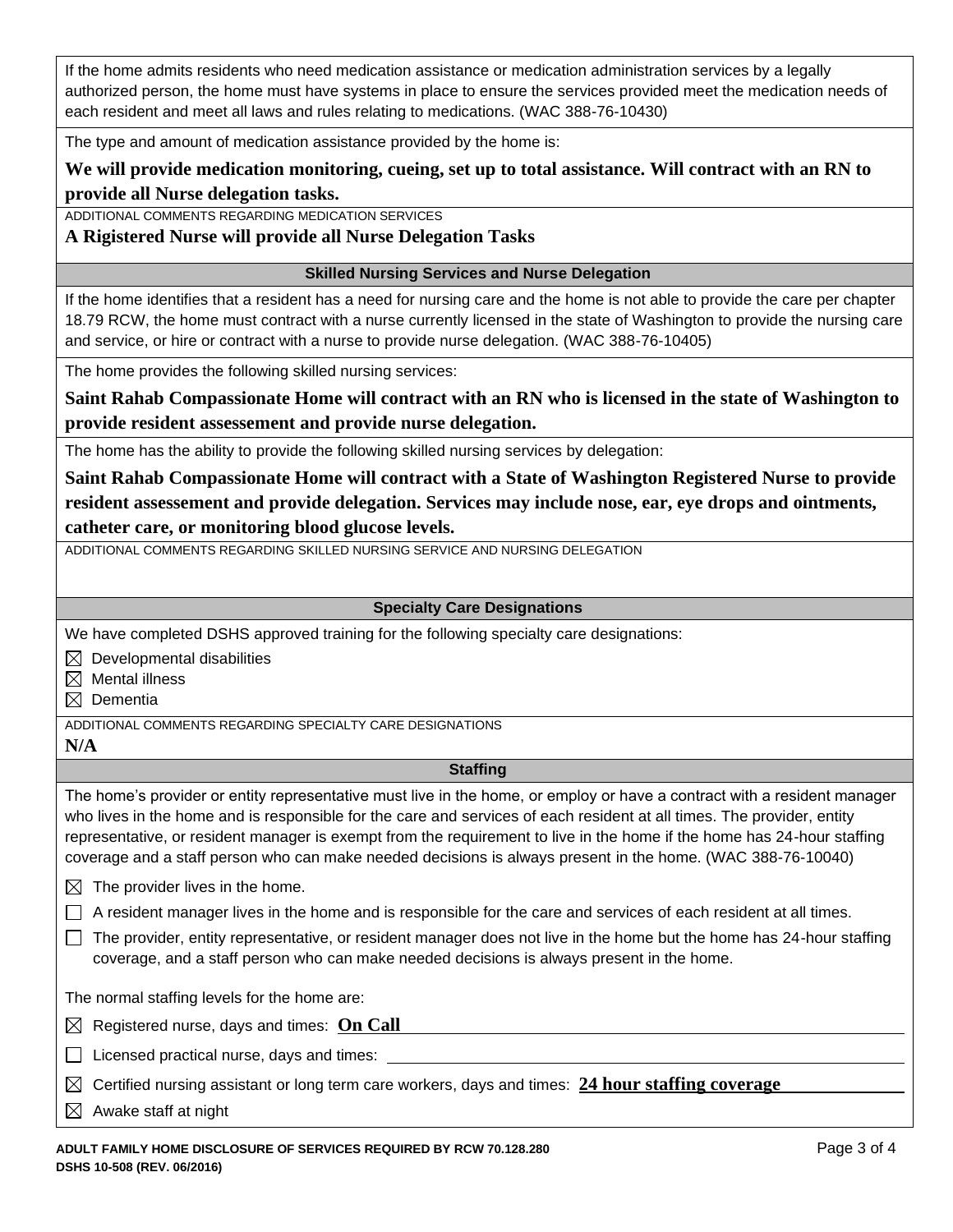If the home admits residents who need medication assistance or medication administration services by a legally authorized person, the home must have systems in place to ensure the services provided meet the medication needs of each resident and meet all laws and rules relating to medications. (WAC 388-76-10430)

The type and amount of medication assistance provided by the home is:

**We will provide medication monitoring, cueing, set up to total assistance. Will contract with an RN to provide all Nurse delegation tasks.**

ADDITIONAL COMMENTS REGARDING MEDICATION SERVICES

**A Rigistered Nurse will provide all Nurse Delegation Tasks**

## Skilled Nursing Services and Nurse Delegation

If the home identifies that a resident has a need for nursing care and the home is not able to provide the care per chapter 18.79 RCW, the home must contract with a nurse currently licensed in the state of Washington to provide the nursing care and service, or hire or contract with a nurse to provide nurse delegation. (WAC 388-76-10405)

The home provides the following skilled nursing services:

**Saint Rahab Compassionate Home will contract with an RN who is licensed in the state of Washington to provide resident assessement and provide nurse delegation.**

The home has the ability to provide the following skilled nursing services by delegation:

**Saint Rahab Compassionate Home will contract with a State of Washington Registered Nurse to provide resident assessement and provide delegation. Services may include nose, ear, eye drops and ointments, catheter care, or monitoring blood glucose levels.**

ADDITIONAL COMMENTS REGARDING SKILLED NURSING SERVICE AND NURSING DELEGATION

## Specialty Care Designations

We have completed DSHS approved training for the following specialty care designations:

- ☒ Developmental disabilities
- ☒ Mental illness
- ☒ Dementia

ADDITIONAL COMMENTS REGARDING SPECIALTY CARE DESIGNATIONS

**N/A**

## Staffing

The home's provider or entity representative must live in the home, or employ or have a contract with a resident manager who lives in the home and is responsible for the care and services of each resident at all times. The provider, entity representative, or resident manager is exempt from the requirement to live in the home if the home has 24-hour staffing coverage and a staff person who can make needed decisions is always present in the home. (WAC 388-76-10040)

- ☒ The provider lives in the home.
- ☐ A resident manager lives in the home and is responsible for the care and services of each resident at all times.
- ☐ The provider, entity representative, or resident manager does not live in the home but the home has 24-hour staffing coverage, and a staff person who can make needed decisions is always present in the home.

The normal staffing levels for the home are:

- ☒ Registered nurse, days and times: **On Call**
- ☐ Licensed practical nurse, days and times:
- ☒ Certified nursing assistant or long term care workers, days and times: **24 hour staffing coverage**
- ☒ Awake staff at night

ADULT FAMILY HOME DISCLOSURE OF SERVICES REQUIRED BY RCW 70.128.280
DSHS 10-508 (REV. 06/2016)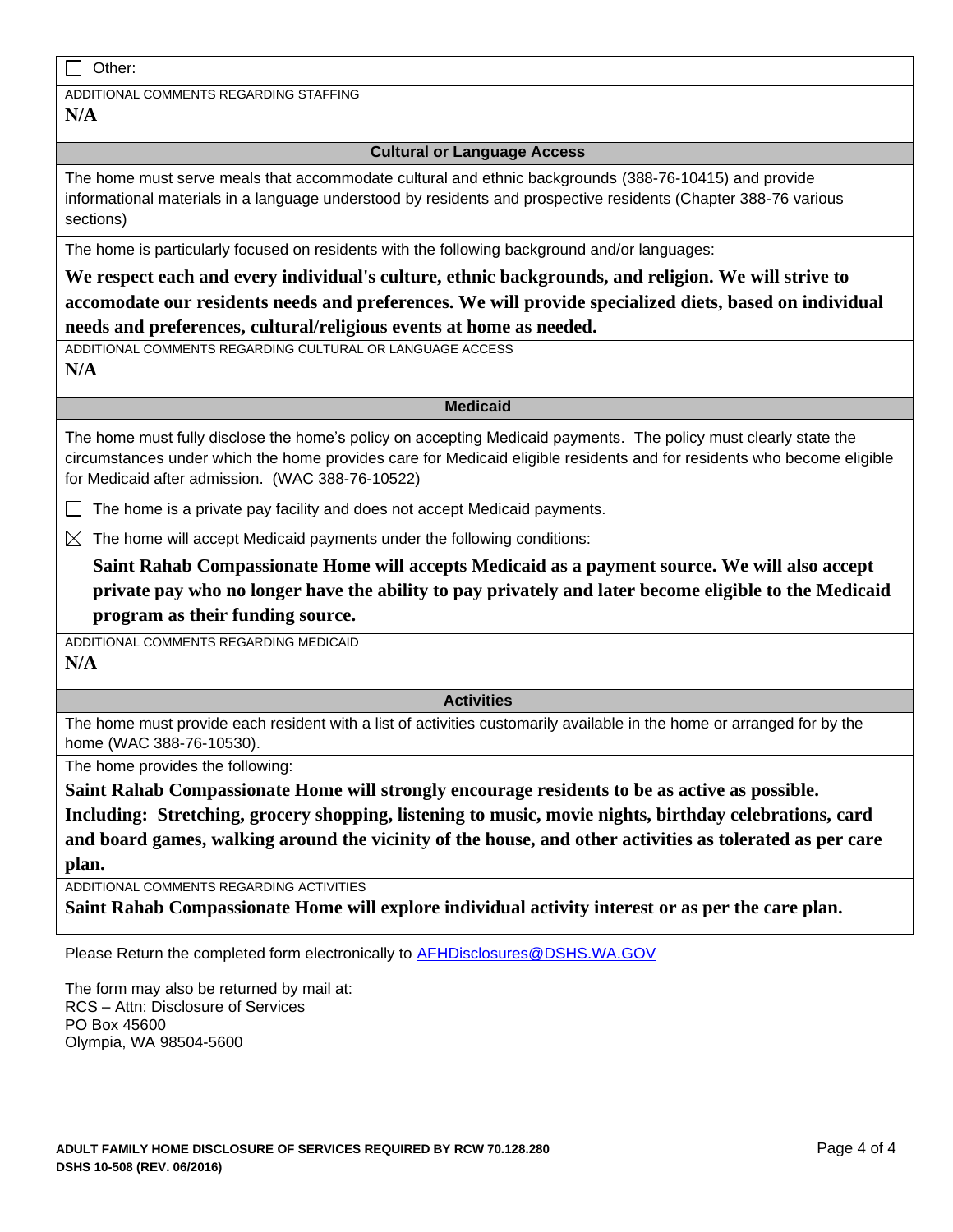☐ Other:

ADDITIONAL COMMENTS REGARDING STAFFING

**N/A**

## Cultural or Language Access

The home must serve meals that accommodate cultural and ethnic backgrounds (388-76-10415) and provide informational materials in a language understood by residents and prospective residents (Chapter 388-76 various sections)

The home is particularly focused on residents with the following background and/or languages:

**We respect each and every individual's culture, ethnic backgrounds, and religion. We will strive to accomodate our residents needs and preferences. We will provide specialized diets, based on individual needs and preferences, cultural/religious events at home as needed.**

ADDITIONAL COMMENTS REGARDING CULTURAL OR LANGUAGE ACCESS

**N/A**

## Medicaid

The home must fully disclose the home's policy on accepting Medicaid payments. The policy must clearly state the circumstances under which the home provides care for Medicaid eligible residents and for residents who become eligible for Medicaid after admission. (WAC 388-76-10522)

☐ The home is a private pay facility and does not accept Medicaid payments.

☒ The home will accept Medicaid payments under the following conditions:

**Saint Rahab Compassionate Home will accepts Medicaid as a payment source. We will also accept private pay who no longer have the ability to pay privately and later become eligible to the Medicaid program as their funding source.**

ADDITIONAL COMMENTS REGARDING MEDICAID

**N/A**

## Activities

The home must provide each resident with a list of activities customarily available in the home or arranged for by the home (WAC 388-76-10530).

The home provides the following:

**Saint Rahab Compassionate Home will strongly encourage residents to be as active as possible. Including: Stretching, grocery shopping, listening to music, movie nights, birthday celebrations, card and board games, walking around the vicinity of the house, and other activities as tolerated as per care plan.**

ADDITIONAL COMMENTS REGARDING ACTIVITIES

**Saint Rahab Compassionate Home will explore individual activity interest or as per the care plan.**

Please Return the completed form electronically to AFHDisclosures@DSHS.WA.GOV

The form may also be returned by mail at:
RCS – Attn: Disclosure of Services
PO Box 45600
Olympia, WA 98504-5600

**ADULT FAMILY HOME DISCLOSURE OF SERVICES REQUIRED BY RCW 70.128.280**
**DSHS 10-508 (REV. 06/2016)**